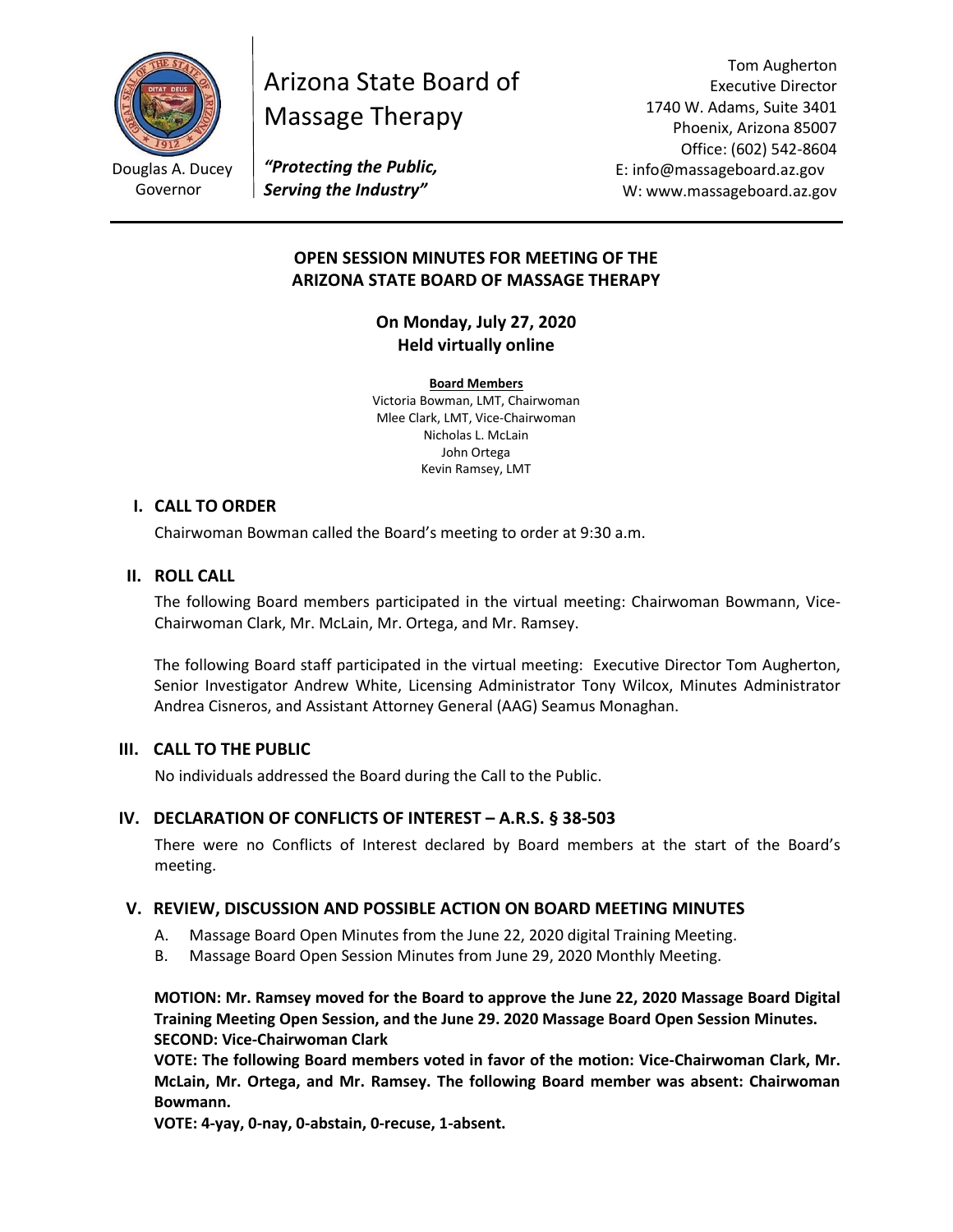Douglas A. Ducey
Governor

# Arizona State Board of Massage Therapy

***"Protecting the Public, Serving the Industry"***

Tom Augherton
Executive Director
1740 W. Adams, Suite 3401
Phoenix, Arizona 85007
Office: (602) 542-8604
E: info@massageboard.az.gov
W: www.massageboard.az.gov

---

## OPEN SESSION MINUTES FOR MEETING OF THE ARIZONA STATE BOARD OF MASSAGE THERAPY

### On Monday, July 27, 2020
### Held virtually online

**Board Members**
Victoria Bowman, LMT, Chairwoman
Mlee Clark, LMT, Vice-Chairwoman
Nicholas L. McLain
John Ortega
Kevin Ramsey, LMT

## I. CALL TO ORDER

Chairwoman Bowman called the Board's meeting to order at 9:30 a.m.

## II. ROLL CALL

The following Board members participated in the virtual meeting: Chairwoman Bowmann, Vice-Chairwoman Clark, Mr. McLain, Mr. Ortega, and Mr. Ramsey.

The following Board staff participated in the virtual meeting: Executive Director Tom Augherton, Senior Investigator Andrew White, Licensing Administrator Tony Wilcox, Minutes Administrator Andrea Cisneros, and Assistant Attorney General (AAG) Seamus Monaghan.

## III. CALL TO THE PUBLIC

No individuals addressed the Board during the Call to the Public.

## IV. DECLARATION OF CONFLICTS OF INTEREST – A.R.S. § 38-503

There were no Conflicts of Interest declared by Board members at the start of the Board's meeting.

## V. REVIEW, DISCUSSION AND POSSIBLE ACTION ON BOARD MEETING MINUTES

A. Massage Board Open Minutes from the June 22, 2020 digital Training Meeting.
B. Massage Board Open Session Minutes from June 29, 2020 Monthly Meeting.

**MOTION: Mr. Ramsey moved for the Board to approve the June 22, 2020 Massage Board Digital Training Meeting Open Session, and the June 29. 2020 Massage Board Open Session Minutes.**
**SECOND: Vice-Chairwoman Clark**
**VOTE: The following Board members voted in favor of the motion: Vice-Chairwoman Clark, Mr. McLain, Mr. Ortega, and Mr. Ramsey. The following Board member was absent: Chairwoman Bowmann.**
**VOTE: 4-yay, 0-nay, 0-abstain, 0-recuse, 1-absent.**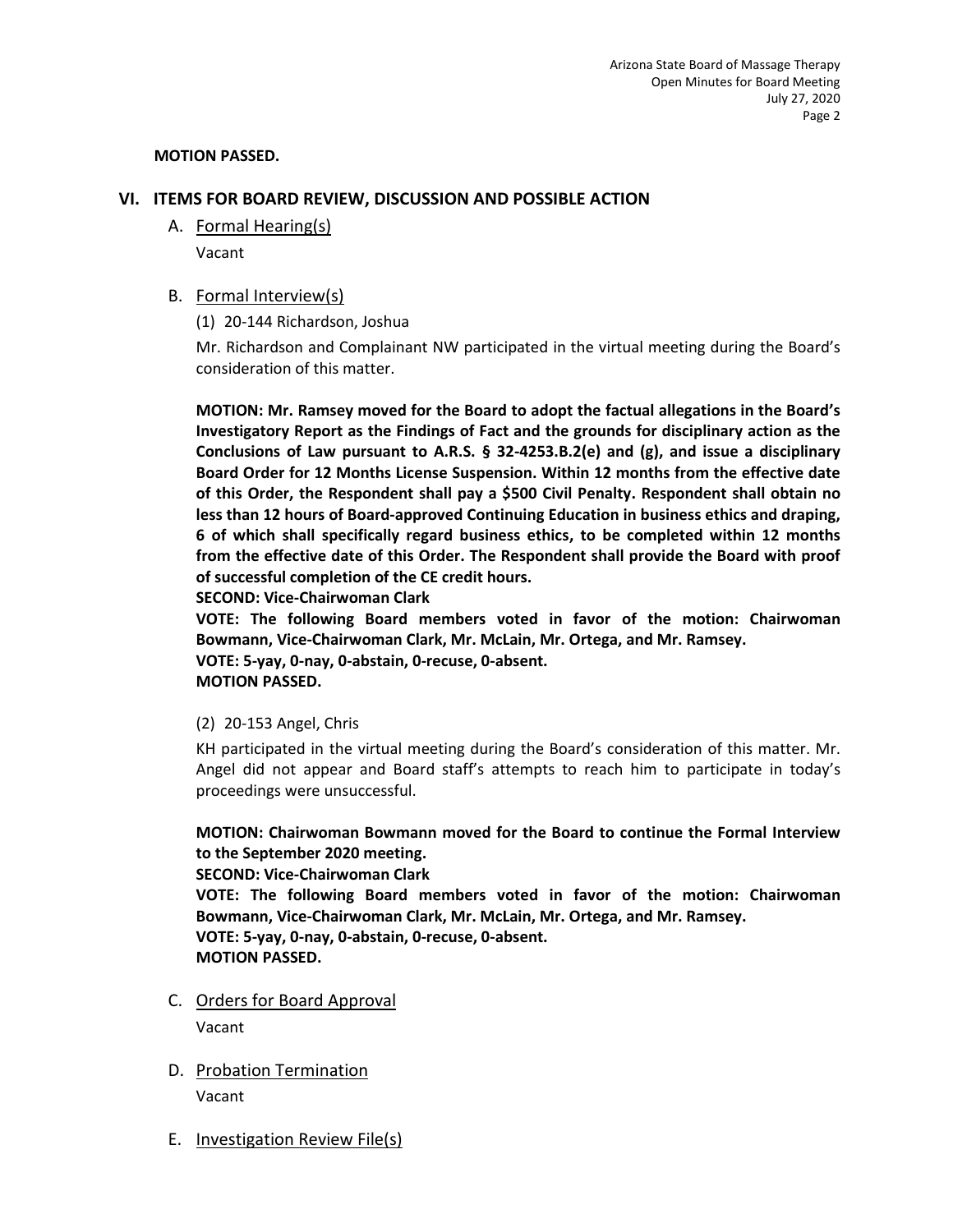**MOTION PASSED.**

## VI. ITEMS FOR BOARD REVIEW, DISCUSSION AND POSSIBLE ACTION

### A. Formal Hearing(s)

Vacant

### B. Formal Interview(s)

(1) 20-144 Richardson, Joshua

Mr. Richardson and Complainant NW participated in the virtual meeting during the Board's consideration of this matter.

**MOTION: Mr. Ramsey moved for the Board to adopt the factual allegations in the Board's Investigatory Report as the Findings of Fact and the grounds for disciplinary action as the Conclusions of Law pursuant to A.R.S. § 32-4253.B.2(e) and (g), and issue a disciplinary Board Order for 12 Months License Suspension. Within 12 months from the effective date of this Order, the Respondent shall pay a $500 Civil Penalty. Respondent shall obtain no less than 12 hours of Board-approved Continuing Education in business ethics and draping, 6 of which shall specifically regard business ethics, to be completed within 12 months from the effective date of this Order. The Respondent shall provide the Board with proof of successful completion of the CE credit hours.**
**SECOND: Vice-Chairwoman Clark**
**VOTE: The following Board members voted in favor of the motion: Chairwoman Bowmann, Vice-Chairwoman Clark, Mr. McLain, Mr. Ortega, and Mr. Ramsey.**
**VOTE: 5-yay, 0-nay, 0-abstain, 0-recuse, 0-absent.**
**MOTION PASSED.**

(2) 20-153 Angel, Chris

KH participated in the virtual meeting during the Board's consideration of this matter. Mr. Angel did not appear and Board staff's attempts to reach him to participate in today's proceedings were unsuccessful.

**MOTION: Chairwoman Bowmann moved for the Board to continue the Formal Interview to the September 2020 meeting.**
**SECOND: Vice-Chairwoman Clark**
**VOTE: The following Board members voted in favor of the motion: Chairwoman Bowmann, Vice-Chairwoman Clark, Mr. McLain, Mr. Ortega, and Mr. Ramsey.**
**VOTE: 5-yay, 0-nay, 0-abstain, 0-recuse, 0-absent.**
**MOTION PASSED.**

### C. Orders for Board Approval

Vacant

### D. Probation Termination

Vacant

### E. Investigation Review File(s)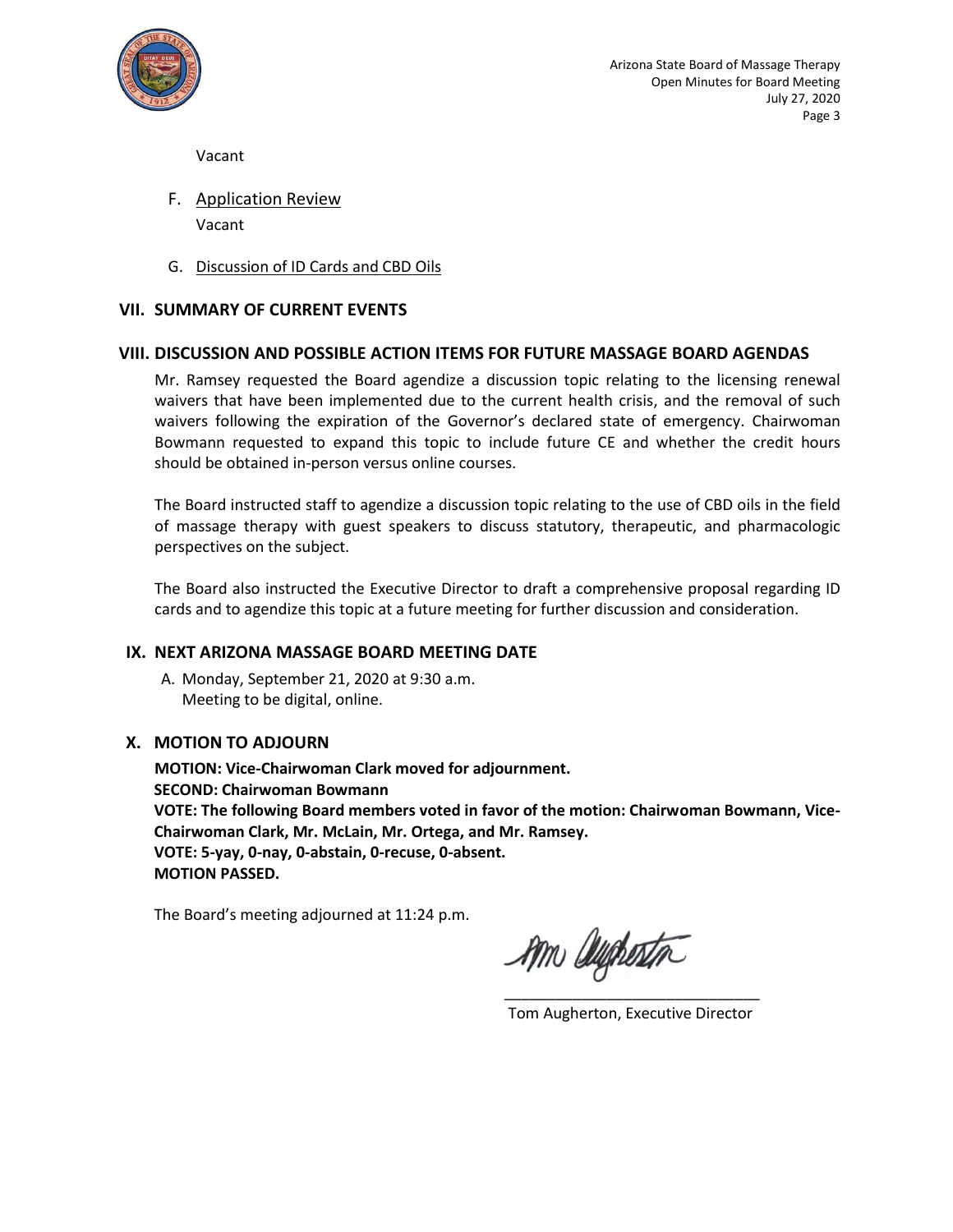Vacant

F. Application Review

Vacant

G. Discussion of ID Cards and CBD Oils

## VII. SUMMARY OF CURRENT EVENTS

## VIII. DISCUSSION AND POSSIBLE ACTION ITEMS FOR FUTURE MASSAGE BOARD AGENDAS

Mr. Ramsey requested the Board agendize a discussion topic relating to the licensing renewal waivers that have been implemented due to the current health crisis, and the removal of such waivers following the expiration of the Governor's declared state of emergency. Chairwoman Bowmann requested to expand this topic to include future CE and whether the credit hours should be obtained in-person versus online courses.

The Board instructed staff to agendize a discussion topic relating to the use of CBD oils in the field of massage therapy with guest speakers to discuss statutory, therapeutic, and pharmacologic perspectives on the subject.

The Board also instructed the Executive Director to draft a comprehensive proposal regarding ID cards and to agendize this topic at a future meeting for further discussion and consideration.

## IX. NEXT ARIZONA MASSAGE BOARD MEETING DATE

A. Monday, September 21, 2020 at 9:30 a.m.
Meeting to be digital, online.

## X. MOTION TO ADJOURN

**MOTION: Vice-Chairwoman Clark moved for adjournment.**
**SECOND: Chairwoman Bowmann**
**VOTE: The following Board members voted in favor of the motion: Chairwoman Bowmann, Vice-Chairwoman Clark, Mr. McLain, Mr. Ortega, and Mr. Ramsey.**
**VOTE: 5-yay, 0-nay, 0-abstain, 0-recuse, 0-absent.**
**MOTION PASSED.**

The Board's meeting adjourned at 11:24 p.m.

Tom Augherton, Executive Director